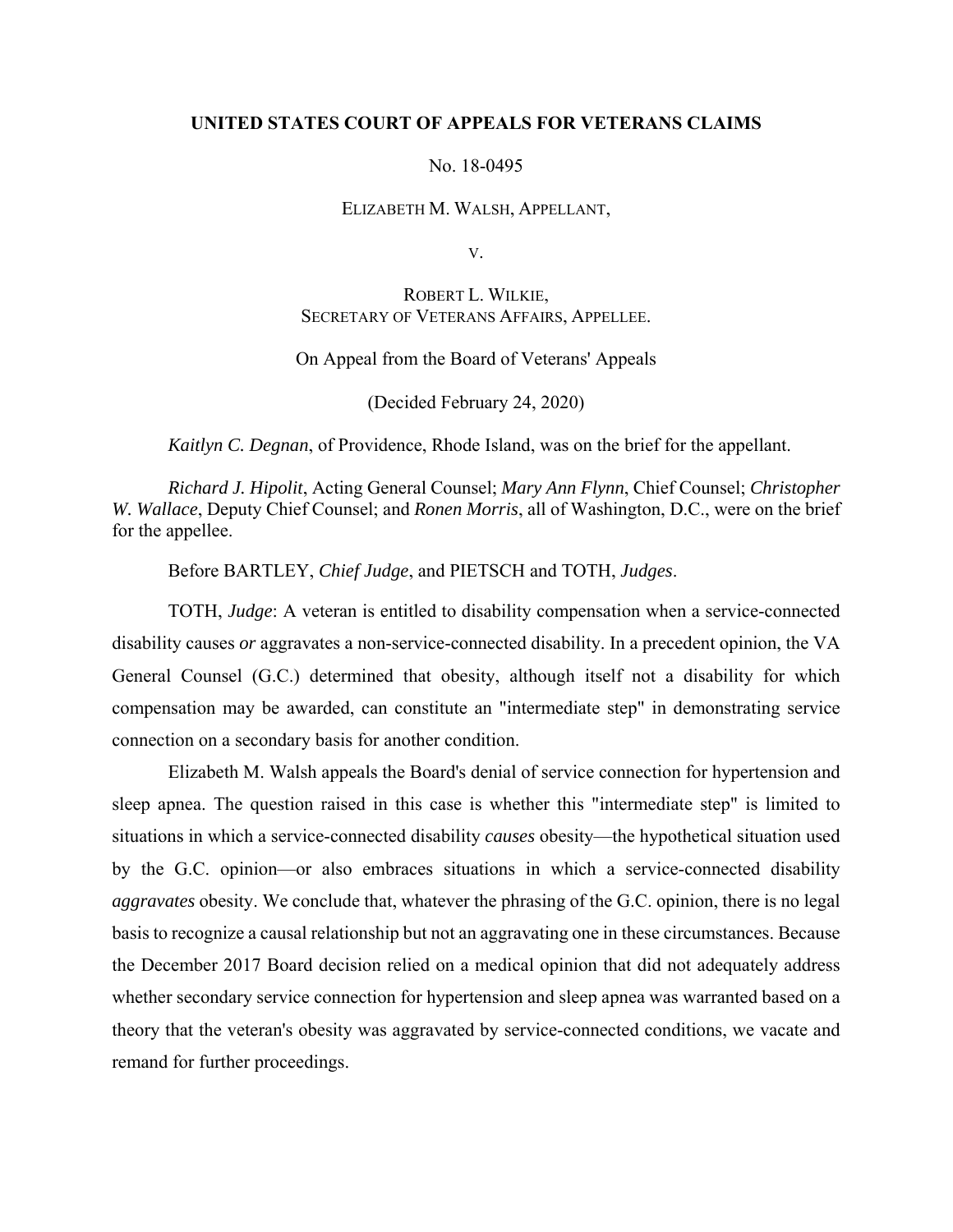**UNITED STATES COURT OF APPEALS FOR VETERANS CLAIMS**

No. 18-0495

ELIZABETH M. WALSH, APPELLANT,

V.

ROBERT L. WILKIE,
SECRETARY OF VETERANS AFFAIRS, APPELLEE.

On Appeal from the Board of Veterans' Appeals

(Decided February 24, 2020)

*Kaitlyn C. Degnan*, of Providence, Rhode Island, was on the brief for the appellant.

*Richard J. Hipolit*, Acting General Counsel; *Mary Ann Flynn*, Chief Counsel; *Christopher W. Wallace*, Deputy Chief Counsel; and *Ronen Morris*, all of Washington, D.C., were on the brief for the appellee.

Before BARTLEY, *Chief Judge*, and PIETSCH and TOTH, *Judges*.

TOTH, *Judge*: A veteran is entitled to disability compensation when a service-connected disability causes *or* aggravates a non-service-connected disability. In a precedent opinion, the VA General Counsel (G.C.) determined that obesity, although itself not a disability for which compensation may be awarded, can constitute an "intermediate step" in demonstrating service connection on a secondary basis for another condition.

Elizabeth M. Walsh appeals the Board's denial of service connection for hypertension and sleep apnea. The question raised in this case is whether this "intermediate step" is limited to situations in which a service-connected disability *causes* obesity—the hypothetical situation used by the G.C. opinion—or also embraces situations in which a service-connected disability *aggravates* obesity. We conclude that, whatever the phrasing of the G.C. opinion, there is no legal basis to recognize a causal relationship but not an aggravating one in these circumstances. Because the December 2017 Board decision relied on a medical opinion that did not adequately address whether secondary service connection for hypertension and sleep apnea was warranted based on a theory that the veteran's obesity was aggravated by service-connected conditions, we vacate and remand for further proceedings.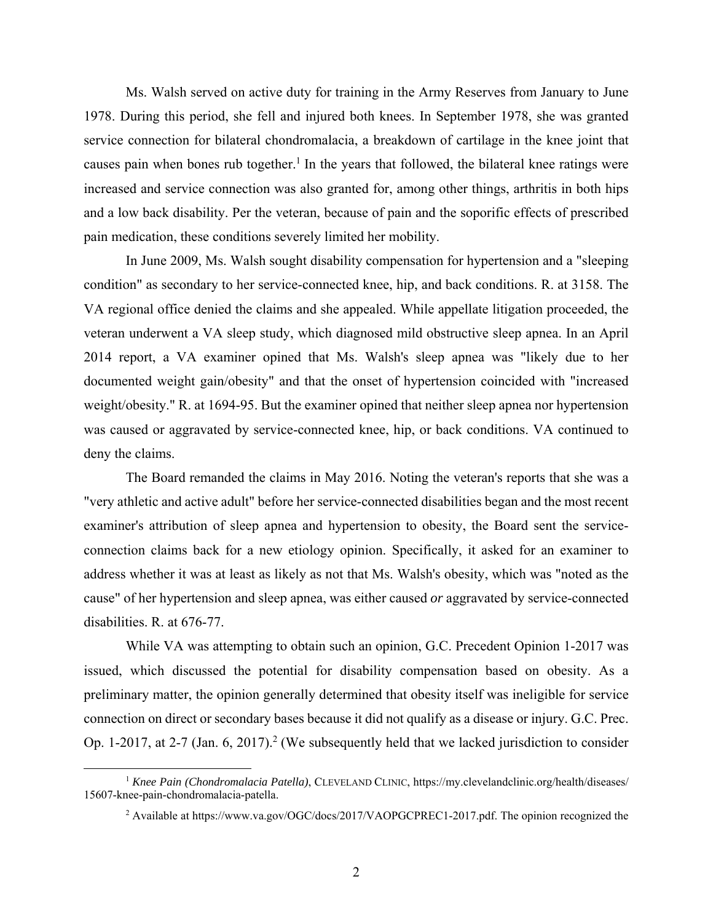Ms. Walsh served on active duty for training in the Army Reserves from January to June 1978. During this period, she fell and injured both knees. In September 1978, she was granted service connection for bilateral chondromalacia, a breakdown of cartilage in the knee joint that causes pain when bones rub together.[1] In the years that followed, the bilateral knee ratings were increased and service connection was also granted for, among other things, arthritis in both hips and a low back disability. Per the veteran, because of pain and the soporific effects of prescribed pain medication, these conditions severely limited her mobility.

In June 2009, Ms. Walsh sought disability compensation for hypertension and a "sleeping condition" as secondary to her service-connected knee, hip, and back conditions. R. at 3158. The VA regional office denied the claims and she appealed. While appellate litigation proceeded, the veteran underwent a VA sleep study, which diagnosed mild obstructive sleep apnea. In an April 2014 report, a VA examiner opined that Ms. Walsh's sleep apnea was "likely due to her documented weight gain/obesity" and that the onset of hypertension coincided with "increased weight/obesity." R. at 1694-95. But the examiner opined that neither sleep apnea nor hypertension was caused or aggravated by service-connected knee, hip, or back conditions. VA continued to deny the claims.

The Board remanded the claims in May 2016. Noting the veteran's reports that she was a "very athletic and active adult" before her service-connected disabilities began and the most recent examiner's attribution of sleep apnea and hypertension to obesity, the Board sent the service-connection claims back for a new etiology opinion. Specifically, it asked for an examiner to address whether it was at least as likely as not that Ms. Walsh's obesity, which was "noted as the cause" of her hypertension and sleep apnea, was either caused ***or*** aggravated by service-connected disabilities. R. at 676-77.

While VA was attempting to obtain such an opinion, G.C. Precedent Opinion 1-2017 was issued, which discussed the potential for disability compensation based on obesity. As a preliminary matter, the opinion generally determined that obesity itself was ineligible for service connection on direct or secondary bases because it did not qualify as a disease or injury. G.C. Prec. Op. 1-2017, at 2-7 (Jan. 6, 2017).[2] (We subsequently held that we lacked jurisdiction to consider

---

[1] *Knee Pain (Chondromalacia Patella)*, CLEVELAND CLINIC, https://my.clevelandclinic.org/health/diseases/15607-knee-pain-chondromalacia-patella.

[2] Available at https://www.va.gov/OGC/docs/2017/VAOPGCPREC1-2017.pdf. The opinion recognized the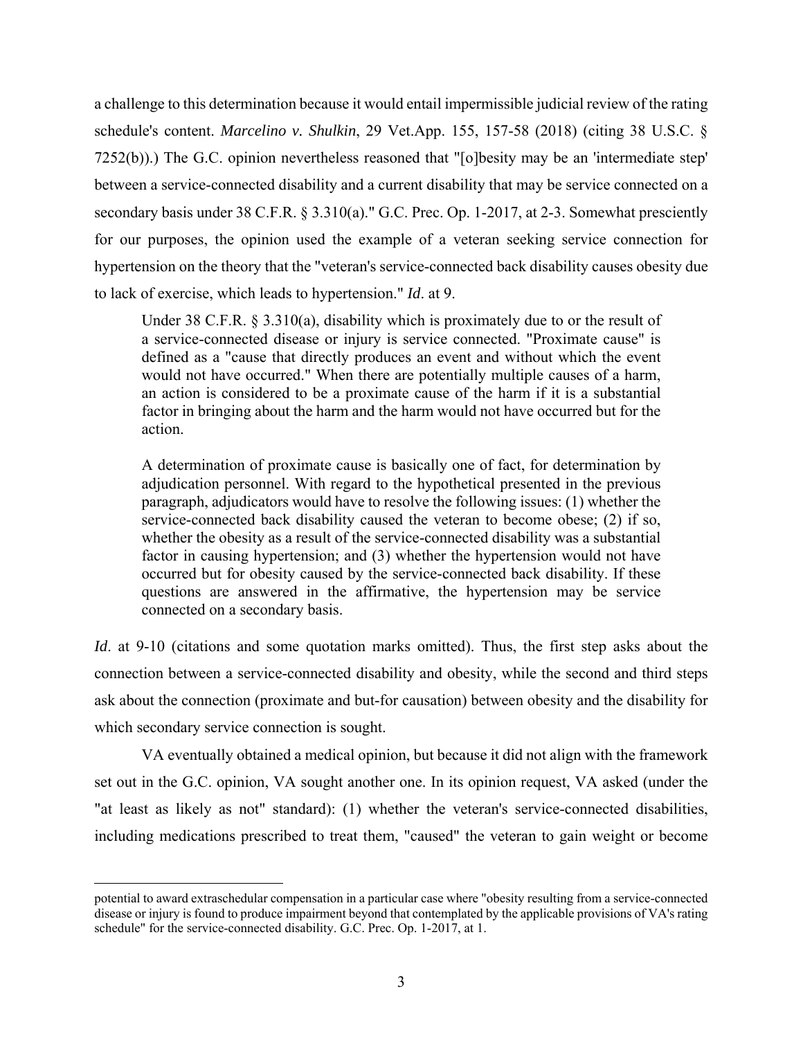a challenge to this determination because it would entail impermissible judicial review of the rating schedule's content. *Marcelino v. Shulkin*, 29 Vet.App. 155, 157-58 (2018) (citing 38 U.S.C. § 7252(b)).) The G.C. opinion nevertheless reasoned that "[o]besity may be an 'intermediate step' between a service-connected disability and a current disability that may be service connected on a secondary basis under 38 C.F.R. § 3.310(a)." G.C. Prec. Op. 1-2017, at 2-3. Somewhat presciently for our purposes, the opinion used the example of a veteran seeking service connection for hypertension on the theory that the "veteran's service-connected back disability causes obesity due to lack of exercise, which leads to hypertension." *Id*. at 9.

> Under 38 C.F.R. § 3.310(a), disability which is proximately due to or the result of a service-connected disease or injury is service connected. "Proximate cause" is defined as a "cause that directly produces an event and without which the event would not have occurred." When there are potentially multiple causes of a harm, an action is considered to be a proximate cause of the harm if it is a substantial factor in bringing about the harm and the harm would not have occurred but for the action.
>
> A determination of proximate cause is basically one of fact, for determination by adjudication personnel. With regard to the hypothetical presented in the previous paragraph, adjudicators would have to resolve the following issues: (1) whether the service-connected back disability caused the veteran to become obese; (2) if so, whether the obesity as a result of the service-connected disability was a substantial factor in causing hypertension; and (3) whether the hypertension would not have occurred but for obesity caused by the service-connected back disability. If these questions are answered in the affirmative, the hypertension may be service connected on a secondary basis.

*Id*. at 9-10 (citations and some quotation marks omitted). Thus, the first step asks about the connection between a service-connected disability and obesity, while the second and third steps ask about the connection (proximate and but-for causation) between obesity and the disability for which secondary service connection is sought.

VA eventually obtained a medical opinion, but because it did not align with the framework set out in the G.C. opinion, VA sought another one. In its opinion request, VA asked (under the "at least as likely as not" standard): (1) whether the veteran's service-connected disabilities, including medications prescribed to treat them, "caused" the veteran to gain weight or become

---

potential to award extraschedular compensation in a particular case where "obesity resulting from a service-connected disease or injury is found to produce impairment beyond that contemplated by the applicable provisions of VA's rating schedule" for the service-connected disability. G.C. Prec. Op. 1-2017, at 1.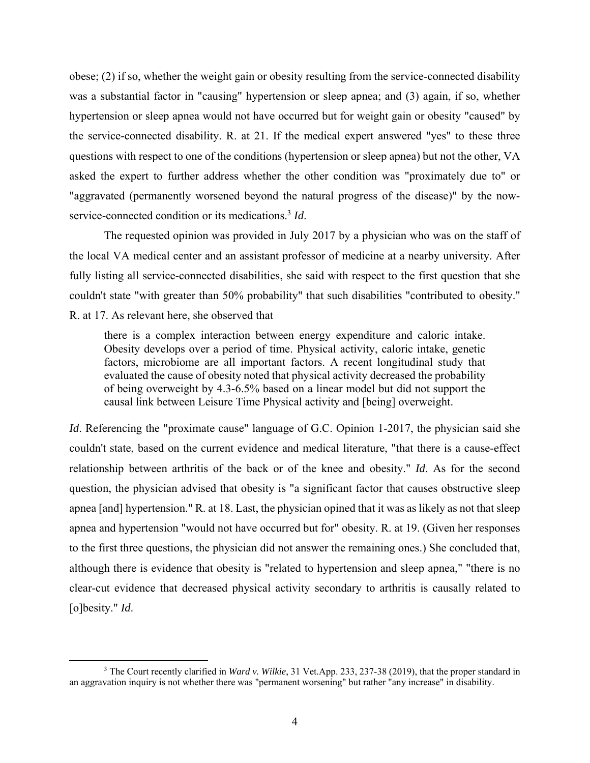obese; (2) if so, whether the weight gain or obesity resulting from the service-connected disability was a substantial factor in "causing" hypertension or sleep apnea; and (3) again, if so, whether hypertension or sleep apnea would not have occurred but for weight gain or obesity "caused" by the service-connected disability. R. at 21. If the medical expert answered "yes" to these three questions with respect to one of the conditions (hypertension or sleep apnea) but not the other, VA asked the expert to further address whether the other condition was "proximately due to" or "aggravated (permanently worsened beyond the natural progress of the disease)" by the now-service-connected condition or its medications.[3] *Id*.

The requested opinion was provided in July 2017 by a physician who was on the staff of the local VA medical center and an assistant professor of medicine at a nearby university. After fully listing all service-connected disabilities, she said with respect to the first question that she couldn't state "with greater than 50% probability" that such disabilities "contributed to obesity." R. at 17. As relevant here, she observed that

> there is a complex interaction between energy expenditure and caloric intake. Obesity develops over a period of time. Physical activity, caloric intake, genetic factors, microbiome are all important factors. A recent longitudinal study that evaluated the cause of obesity noted that physical activity decreased the probability of being overweight by 4.3-6.5% based on a linear model but did not support the causal link between Leisure Time Physical activity and [being] overweight.

*Id*. Referencing the "proximate cause" language of G.C. Opinion 1-2017, the physician said she couldn't state, based on the current evidence and medical literature, "that there is a cause-effect relationship between arthritis of the back or of the knee and obesity." *Id*. As for the second question, the physician advised that obesity is "a significant factor that causes obstructive sleep apnea [and] hypertension." R. at 18. Last, the physician opined that it was as likely as not that sleep apnea and hypertension "would not have occurred but for" obesity. R. at 19. (Given her responses to the first three questions, the physician did not answer the remaining ones.) She concluded that, although there is evidence that obesity is "related to hypertension and sleep apnea," "there is no clear-cut evidence that decreased physical activity secondary to arthritis is causally related to [o]besity." *Id*.

[3] The Court recently clarified in *Ward v. Wilkie*, 31 Vet.App. 233, 237-38 (2019), that the proper standard in an aggravation inquiry is not whether there was "permanent worsening" but rather "any increase" in disability.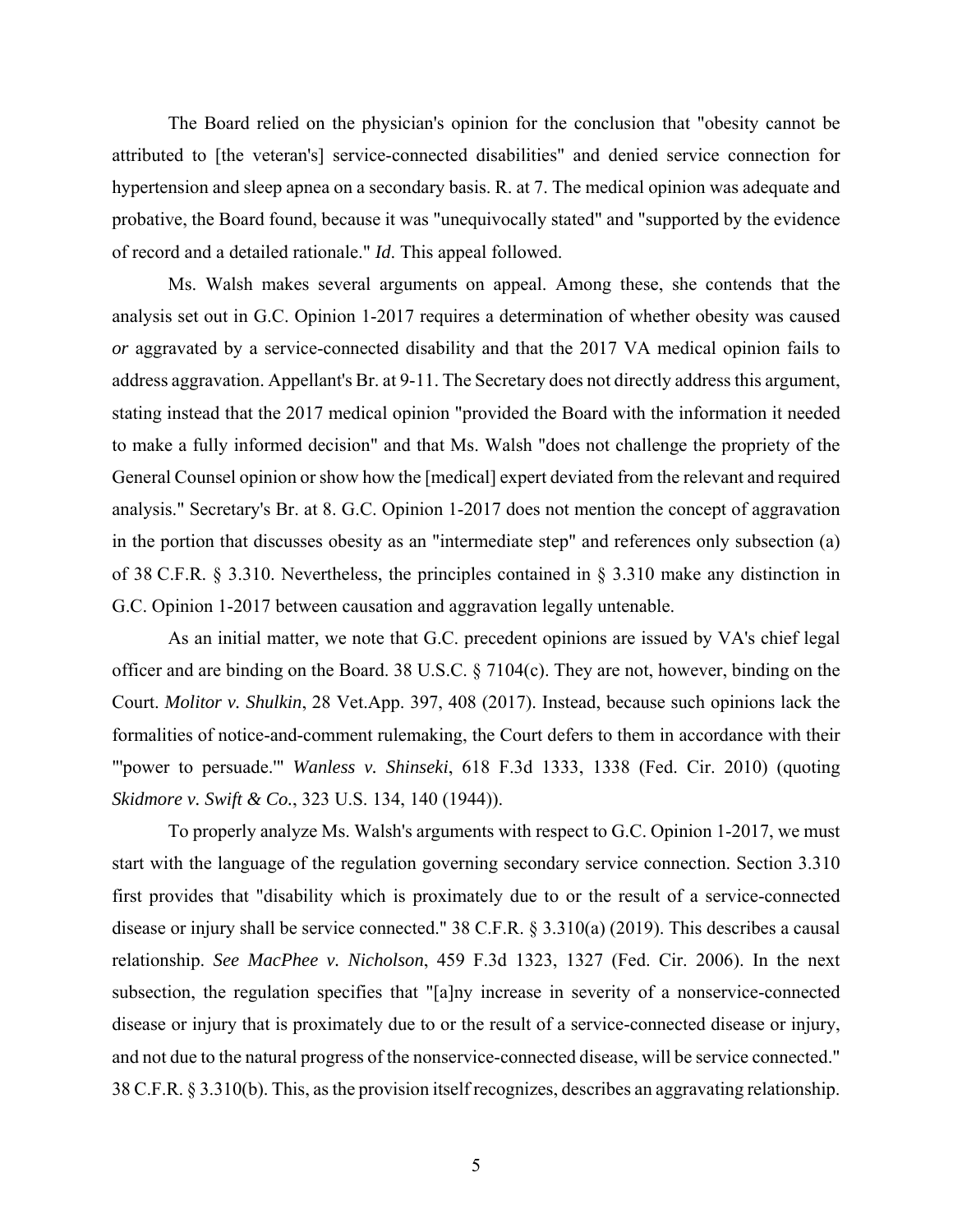The Board relied on the physician's opinion for the conclusion that "obesity cannot be attributed to [the veteran's] service-connected disabilities" and denied service connection for hypertension and sleep apnea on a secondary basis. R. at 7. The medical opinion was adequate and probative, the Board found, because it was "unequivocally stated" and "supported by the evidence of record and a detailed rationale." *Id.* This appeal followed.

Ms. Walsh makes several arguments on appeal. Among these, she contends that the analysis set out in G.C. Opinion 1-2017 requires a determination of whether obesity was caused *or* aggravated by a service-connected disability and that the 2017 VA medical opinion fails to address aggravation. Appellant's Br. at 9-11. The Secretary does not directly address this argument, stating instead that the 2017 medical opinion "provided the Board with the information it needed to make a fully informed decision" and that Ms. Walsh "does not challenge the propriety of the General Counsel opinion or show how the [medical] expert deviated from the relevant and required analysis." Secretary's Br. at 8. G.C. Opinion 1-2017 does not mention the concept of aggravation in the portion that discusses obesity as an "intermediate step" and references only subsection (a) of 38 C.F.R. § 3.310. Nevertheless, the principles contained in § 3.310 make any distinction in G.C. Opinion 1-2017 between causation and aggravation legally untenable.

As an initial matter, we note that G.C. precedent opinions are issued by VA's chief legal officer and are binding on the Board. 38 U.S.C. § 7104(c). They are not, however, binding on the Court. *Molitor v. Shulkin*, 28 Vet.App. 397, 408 (2017). Instead, because such opinions lack the formalities of notice-and-comment rulemaking, the Court defers to them in accordance with their "'power to persuade.'" *Wanless v. Shinseki*, 618 F.3d 1333, 1338 (Fed. Cir. 2010) (quoting *Skidmore v. Swift & Co.*, 323 U.S. 134, 140 (1944)).

To properly analyze Ms. Walsh's arguments with respect to G.C. Opinion 1-2017, we must start with the language of the regulation governing secondary service connection. Section 3.310 first provides that "disability which is proximately due to or the result of a service-connected disease or injury shall be service connected." 38 C.F.R. § 3.310(a) (2019). This describes a causal relationship. *See MacPhee v. Nicholson*, 459 F.3d 1323, 1327 (Fed. Cir. 2006). In the next subsection, the regulation specifies that "[a]ny increase in severity of a nonservice-connected disease or injury that is proximately due to or the result of a service-connected disease or injury, and not due to the natural progress of the nonservice-connected disease, will be service connected." 38 C.F.R. § 3.310(b). This, as the provision itself recognizes, describes an aggravating relationship.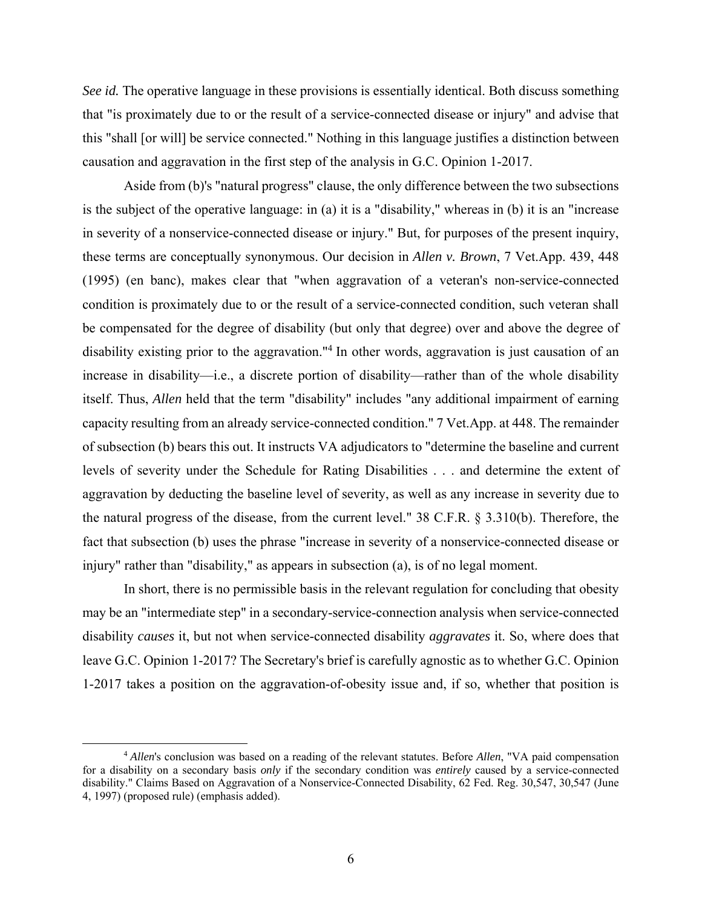*See id.* The operative language in these provisions is essentially identical. Both discuss something that "is proximately due to or the result of a service-connected disease or injury" and advise that this "shall [or will] be service connected." Nothing in this language justifies a distinction between causation and aggravation in the first step of the analysis in G.C. Opinion 1-2017.

Aside from (b)'s "natural progress" clause, the only difference between the two subsections is the subject of the operative language: in (a) it is a "disability," whereas in (b) it is an "increase in severity of a nonservice-connected disease or injury." But, for purposes of the present inquiry, these terms are conceptually synonymous. Our decision in *Allen v. Brown*, 7 Vet.App. 439, 448 (1995) (en banc), makes clear that "when aggravation of a veteran's non-service-connected condition is proximately due to or the result of a service-connected condition, such veteran shall be compensated for the degree of disability (but only that degree) over and above the degree of disability existing prior to the aggravation."[4] In other words, aggravation is just causation of an increase in disability—i.e., a discrete portion of disability—rather than of the whole disability itself. Thus, *Allen* held that the term "disability" includes "any additional impairment of earning capacity resulting from an already service-connected condition." 7 Vet.App. at 448. The remainder of subsection (b) bears this out. It instructs VA adjudicators to "determine the baseline and current levels of severity under the Schedule for Rating Disabilities . . . and determine the extent of aggravation by deducting the baseline level of severity, as well as any increase in severity due to the natural progress of the disease, from the current level." 38 C.F.R. § 3.310(b). Therefore, the fact that subsection (b) uses the phrase "increase in severity of a nonservice-connected disease or injury" rather than "disability," as appears in subsection (a), is of no legal moment.

In short, there is no permissible basis in the relevant regulation for concluding that obesity may be an "intermediate step" in a secondary-service-connection analysis when service-connected disability *causes* it, but not when service-connected disability *aggravates* it. So, where does that leave G.C. Opinion 1-2017? The Secretary's brief is carefully agnostic as to whether G.C. Opinion 1-2017 takes a position on the aggravation-of-obesity issue and, if so, whether that position is

---

[4] *Allen*'s conclusion was based on a reading of the relevant statutes. Before *Allen*, "VA paid compensation for a disability on a secondary basis *only* if the secondary condition was *entirely* caused by a service-connected disability." Claims Based on Aggravation of a Nonservice-Connected Disability, 62 Fed. Reg. 30,547, 30,547 (June 4, 1997) (proposed rule) (emphasis added).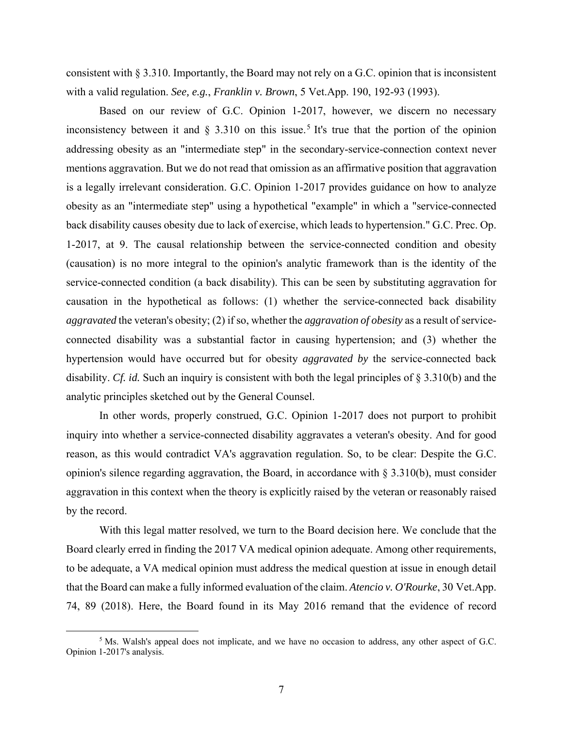consistent with § 3.310. Importantly, the Board may not rely on a G.C. opinion that is inconsistent with a valid regulation. *See, e.g.*, *Franklin v. Brown*, 5 Vet.App. 190, 192-93 (1993).

Based on our review of G.C. Opinion 1-2017, however, we discern no necessary inconsistency between it and § 3.310 on this issue.[5] It's true that the portion of the opinion addressing obesity as an "intermediate step" in the secondary-service-connection context never mentions aggravation. But we do not read that omission as an affirmative position that aggravation is a legally irrelevant consideration. G.C. Opinion 1-2017 provides guidance on how to analyze obesity as an "intermediate step" using a hypothetical "example" in which a "service-connected back disability causes obesity due to lack of exercise, which leads to hypertension." G.C. Prec. Op. 1-2017, at 9. The causal relationship between the service-connected condition and obesity (causation) is no more integral to the opinion's analytic framework than is the identity of the service-connected condition (a back disability). This can be seen by substituting aggravation for causation in the hypothetical as follows: (1) whether the service-connected back disability *aggravated* the veteran's obesity; (2) if so, whether the *aggravation of obesity* as a result of service-connected disability was a substantial factor in causing hypertension; and (3) whether the hypertension would have occurred but for obesity *aggravated by* the service-connected back disability. *Cf. id.* Such an inquiry is consistent with both the legal principles of § 3.310(b) and the analytic principles sketched out by the General Counsel.

In other words, properly construed, G.C. Opinion 1-2017 does not purport to prohibit inquiry into whether a service-connected disability aggravates a veteran's obesity. And for good reason, as this would contradict VA's aggravation regulation. So, to be clear: Despite the G.C. opinion's silence regarding aggravation, the Board, in accordance with § 3.310(b), must consider aggravation in this context when the theory is explicitly raised by the veteran or reasonably raised by the record.

With this legal matter resolved, we turn to the Board decision here. We conclude that the Board clearly erred in finding the 2017 VA medical opinion adequate. Among other requirements, to be adequate, a VA medical opinion must address the medical question at issue in enough detail that the Board can make a fully informed evaluation of the claim. *Atencio v. O'Rourke*, 30 Vet.App. 74, 89 (2018). Here, the Board found in its May 2016 remand that the evidence of record

[5] Ms. Walsh's appeal does not implicate, and we have no occasion to address, any other aspect of G.C. Opinion 1-2017's analysis.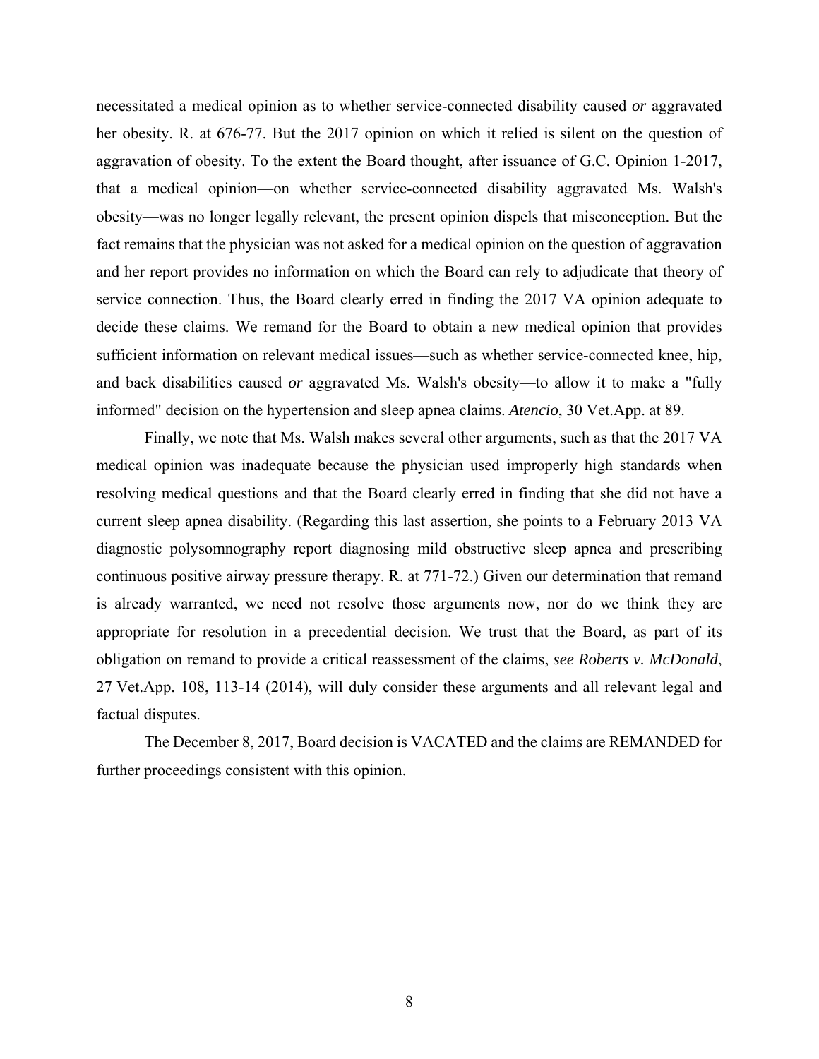necessitated a medical opinion as to whether service-connected disability caused *or* aggravated her obesity. R. at 676-77. But the 2017 opinion on which it relied is silent on the question of aggravation of obesity. To the extent the Board thought, after issuance of G.C. Opinion 1-2017, that a medical opinion—on whether service-connected disability aggravated Ms. Walsh's obesity—was no longer legally relevant, the present opinion dispels that misconception. But the fact remains that the physician was not asked for a medical opinion on the question of aggravation and her report provides no information on which the Board can rely to adjudicate that theory of service connection. Thus, the Board clearly erred in finding the 2017 VA opinion adequate to decide these claims. We remand for the Board to obtain a new medical opinion that provides sufficient information on relevant medical issues—such as whether service-connected knee, hip, and back disabilities caused *or* aggravated Ms. Walsh's obesity—to allow it to make a "fully informed" decision on the hypertension and sleep apnea claims. *Atencio*, 30 Vet.App. at 89.

Finally, we note that Ms. Walsh makes several other arguments, such as that the 2017 VA medical opinion was inadequate because the physician used improperly high standards when resolving medical questions and that the Board clearly erred in finding that she did not have a current sleep apnea disability. (Regarding this last assertion, she points to a February 2013 VA diagnostic polysomnography report diagnosing mild obstructive sleep apnea and prescribing continuous positive airway pressure therapy. R. at 771-72.) Given our determination that remand is already warranted, we need not resolve those arguments now, nor do we think they are appropriate for resolution in a precedential decision. We trust that the Board, as part of its obligation on remand to provide a critical reassessment of the claims, *see Roberts v. McDonald*, 27 Vet.App. 108, 113-14 (2014), will duly consider these arguments and all relevant legal and factual disputes.

The December 8, 2017, Board decision is VACATED and the claims are REMANDED for further proceedings consistent with this opinion.